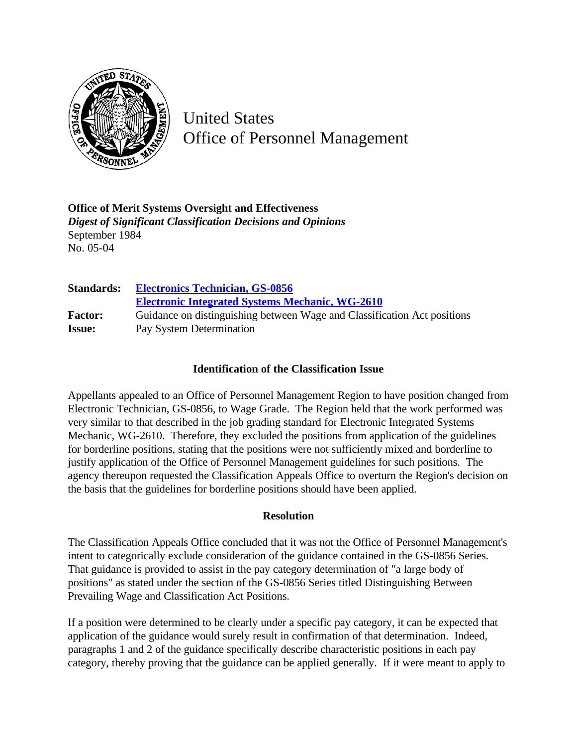United States
Office of Personnel Management

**Office of Merit Systems Oversight and Effectiveness**
***Digest of Significant Classification Decisions and Opinions***
September 1984
No. 05-04

| | |
|---|---|
| **Standards:** | **Electronics Technician, GS-0856** |
| | **Electronic Integrated Systems Mechanic, WG-2610** |
| **Factor:** | Guidance on distinguishing between Wage and Classification Act positions |
| **Issue:** | Pay System Determination |

### Identification of the Classification Issue

Appellants appealed to an Office of Personnel Management Region to have position changed from Electronic Technician, GS-0856, to Wage Grade. The Region held that the work performed was very similar to that described in the job grading standard for Electronic Integrated Systems Mechanic, WG-2610. Therefore, they excluded the positions from application of the guidelines for borderline positions, stating that the positions were not sufficiently mixed and borderline to justify application of the Office of Personnel Management guidelines for such positions. The agency thereupon requested the Classification Appeals Office to overturn the Region's decision on the basis that the guidelines for borderline positions should have been applied.

### Resolution

The Classification Appeals Office concluded that it was not the Office of Personnel Management's intent to categorically exclude consideration of the guidance contained in the GS-0856 Series. That guidance is provided to assist in the pay category determination of "a large body of positions" as stated under the section of the GS-0856 Series titled Distinguishing Between Prevailing Wage and Classification Act Positions.

If a position were determined to be clearly under a specific pay category, it can be expected that application of the guidance would surely result in confirmation of that determination. Indeed, paragraphs 1 and 2 of the guidance specifically describe characteristic positions in each pay category, thereby proving that the guidance can be applied generally. If it were meant to apply to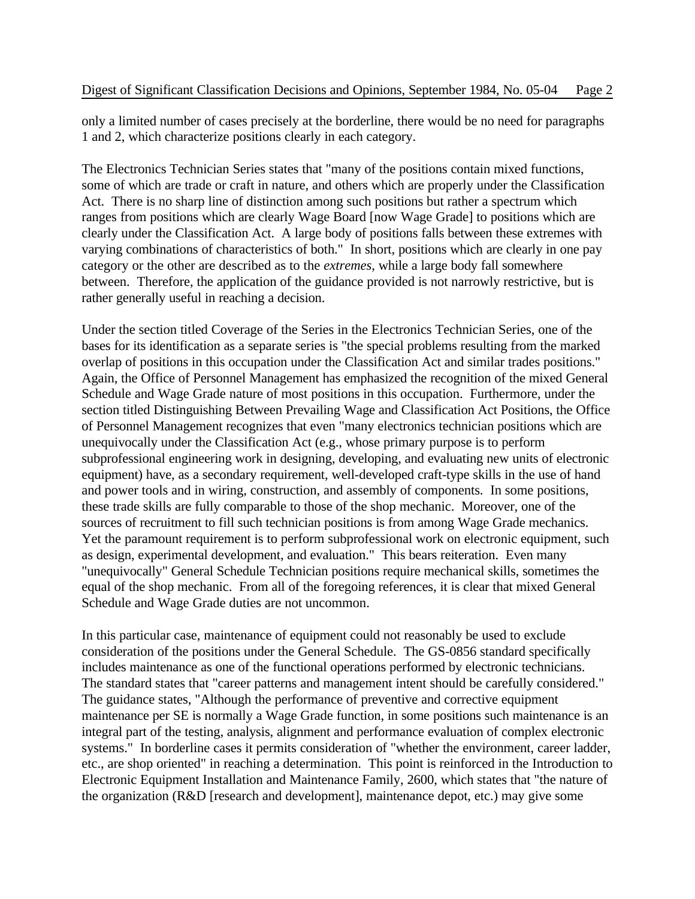only a limited number of cases precisely at the borderline, there would be no need for paragraphs 1 and 2, which characterize positions clearly in each category.

The Electronics Technician Series states that "many of the positions contain mixed functions, some of which are trade or craft in nature, and others which are properly under the Classification Act. There is no sharp line of distinction among such positions but rather a spectrum which ranges from positions which are clearly Wage Board [now Wage Grade] to positions which are clearly under the Classification Act. A large body of positions falls between these extremes with varying combinations of characteristics of both." In short, positions which are clearly in one pay category or the other are described as to the *extremes*, while a large body fall somewhere between. Therefore, the application of the guidance provided is not narrowly restrictive, but is rather generally useful in reaching a decision.

Under the section titled Coverage of the Series in the Electronics Technician Series, one of the bases for its identification as a separate series is "the special problems resulting from the marked overlap of positions in this occupation under the Classification Act and similar trades positions." Again, the Office of Personnel Management has emphasized the recognition of the mixed General Schedule and Wage Grade nature of most positions in this occupation. Furthermore, under the section titled Distinguishing Between Prevailing Wage and Classification Act Positions, the Office of Personnel Management recognizes that even "many electronics technician positions which are unequivocally under the Classification Act (e.g., whose primary purpose is to perform subprofessional engineering work in designing, developing, and evaluating new units of electronic equipment) have, as a secondary requirement, well-developed craft-type skills in the use of hand and power tools and in wiring, construction, and assembly of components. In some positions, these trade skills are fully comparable to those of the shop mechanic. Moreover, one of the sources of recruitment to fill such technician positions is from among Wage Grade mechanics. Yet the paramount requirement is to perform subprofessional work on electronic equipment, such as design, experimental development, and evaluation." This bears reiteration. Even many "unequivocally" General Schedule Technician positions require mechanical skills, sometimes the equal of the shop mechanic. From all of the foregoing references, it is clear that mixed General Schedule and Wage Grade duties are not uncommon.

In this particular case, maintenance of equipment could not reasonably be used to exclude consideration of the positions under the General Schedule. The GS-0856 standard specifically includes maintenance as one of the functional operations performed by electronic technicians. The standard states that "career patterns and management intent should be carefully considered." The guidance states, "Although the performance of preventive and corrective equipment maintenance per SE is normally a Wage Grade function, in some positions such maintenance is an integral part of the testing, analysis, alignment and performance evaluation of complex electronic systems." In borderline cases it permits consideration of "whether the environment, career ladder, etc., are shop oriented" in reaching a determination. This point is reinforced in the Introduction to Electronic Equipment Installation and Maintenance Family, 2600, which states that "the nature of the organization (R&D [research and development], maintenance depot, etc.) may give some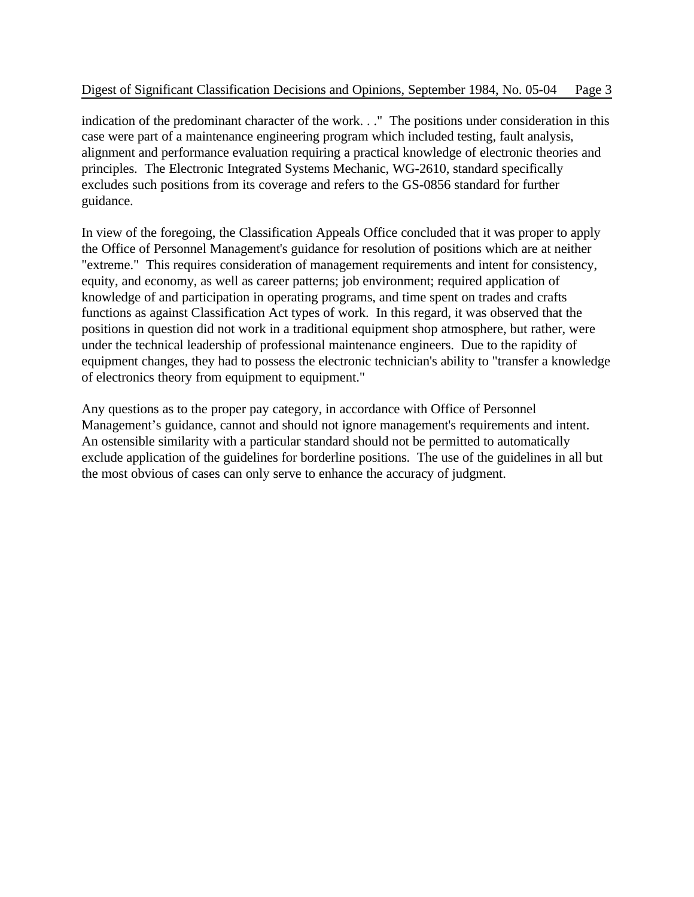indication of the predominant character of the work. . ." The positions under consideration in this case were part of a maintenance engineering program which included testing, fault analysis, alignment and performance evaluation requiring a practical knowledge of electronic theories and principles. The Electronic Integrated Systems Mechanic, WG-2610, standard specifically excludes such positions from its coverage and refers to the GS-0856 standard for further guidance.

In view of the foregoing, the Classification Appeals Office concluded that it was proper to apply the Office of Personnel Management's guidance for resolution of positions which are at neither "extreme." This requires consideration of management requirements and intent for consistency, equity, and economy, as well as career patterns; job environment; required application of knowledge of and participation in operating programs, and time spent on trades and crafts functions as against Classification Act types of work. In this regard, it was observed that the positions in question did not work in a traditional equipment shop atmosphere, but rather, were under the technical leadership of professional maintenance engineers. Due to the rapidity of equipment changes, they had to possess the electronic technician's ability to "transfer a knowledge of electronics theory from equipment to equipment."

Any questions as to the proper pay category, in accordance with Office of Personnel Management's guidance, cannot and should not ignore management's requirements and intent. An ostensible similarity with a particular standard should not be permitted to automatically exclude application of the guidelines for borderline positions. The use of the guidelines in all but the most obvious of cases can only serve to enhance the accuracy of judgment.